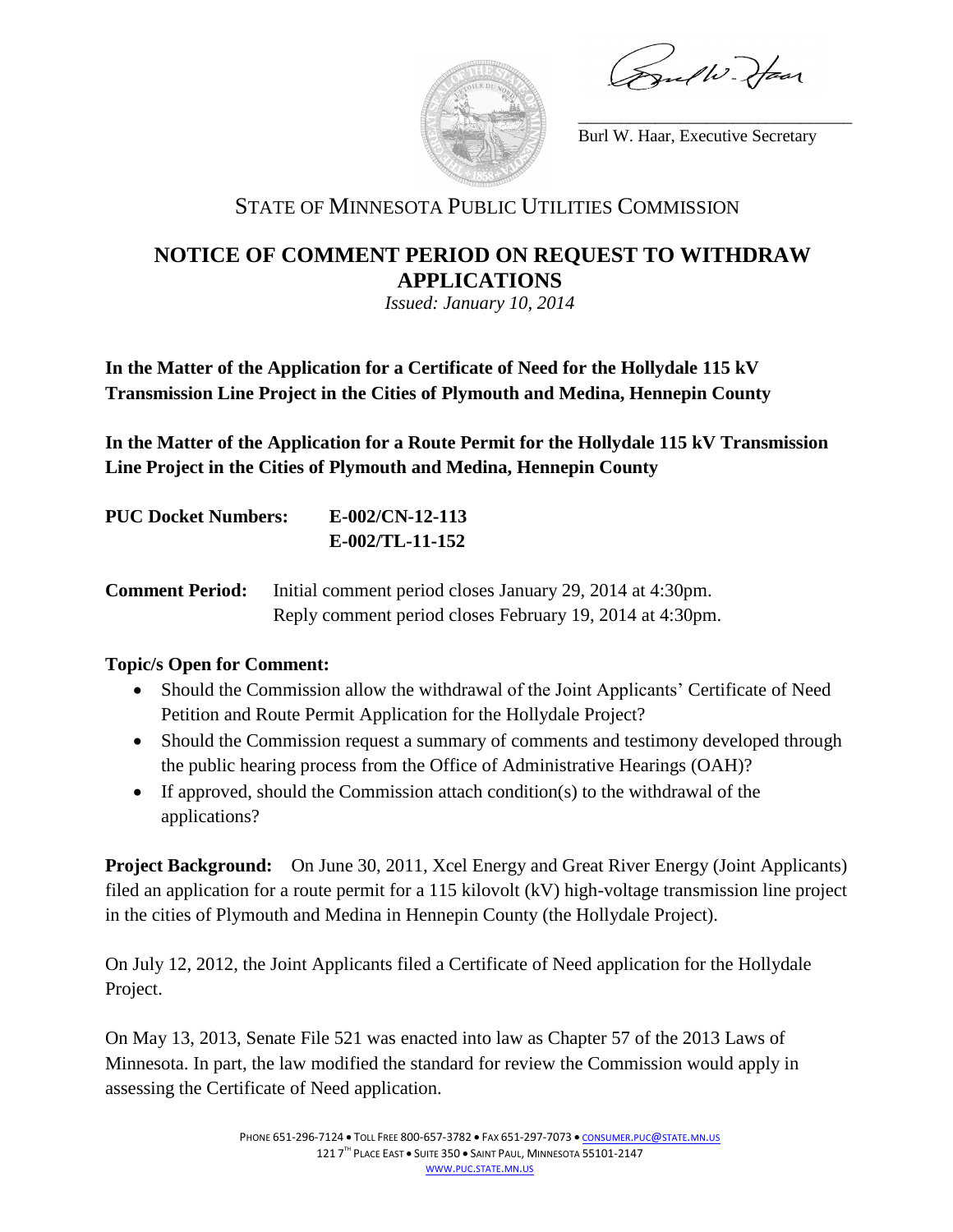Burl W. Haar, Executive Secretary

STATE OF MINNESOTA PUBLIC UTILITIES COMMISSION

# NOTICE OF COMMENT PERIOD ON REQUEST TO WITHDRAW APPLICATIONS

*Issued: January 10, 2014*

**In the Matter of the Application for a Certificate of Need for the Hollydale 115 kV Transmission Line Project in the Cities of Plymouth and Medina, Hennepin County**

**In the Matter of the Application for a Route Permit for the Hollydale 115 kV Transmission Line Project in the Cities of Plymouth and Medina, Hennepin County**

**PUC Docket Numbers:** **E-002/CN-12-113**
**E-002/TL-11-152**

**Comment Period:** Initial comment period closes January 29, 2014 at 4:30pm.
Reply comment period closes February 19, 2014 at 4:30pm.

**Topic/s Open for Comment:**

- Should the Commission allow the withdrawal of the Joint Applicants' Certificate of Need Petition and Route Permit Application for the Hollydale Project?
- Should the Commission request a summary of comments and testimony developed through the public hearing process from the Office of Administrative Hearings (OAH)?
- If approved, should the Commission attach condition(s) to the withdrawal of the applications?

**Project Background:** On June 30, 2011, Xcel Energy and Great River Energy (Joint Applicants) filed an application for a route permit for a 115 kilovolt (kV) high-voltage transmission line project in the cities of Plymouth and Medina in Hennepin County (the Hollydale Project).

On July 12, 2012, the Joint Applicants filed a Certificate of Need application for the Hollydale Project.

On May 13, 2013, Senate File 521 was enacted into law as Chapter 57 of the 2013 Laws of Minnesota. In part, the law modified the standard for review the Commission would apply in assessing the Certificate of Need application.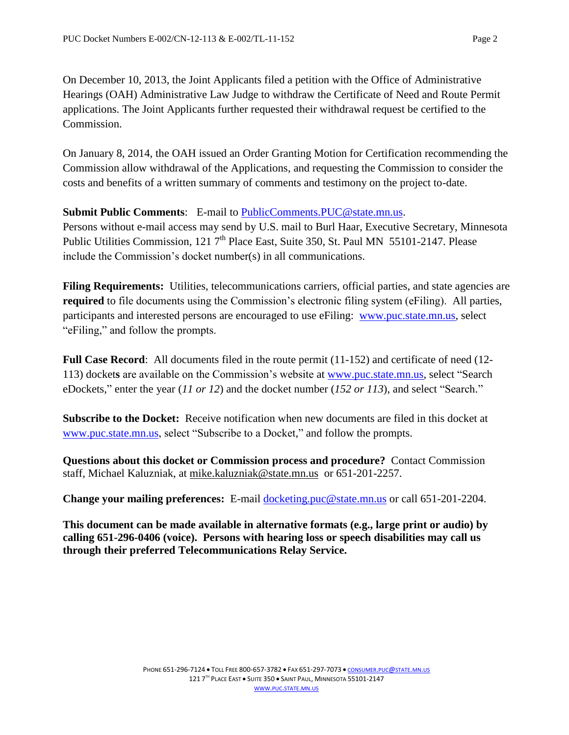On December 10, 2013, the Joint Applicants filed a petition with the Office of Administrative Hearings (OAH) Administrative Law Judge to withdraw the Certificate of Need and Route Permit applications. The Joint Applicants further requested their withdrawal request be certified to the Commission.

On January 8, 2014, the OAH issued an Order Granting Motion for Certification recommending the Commission allow withdrawal of the Applications, and requesting the Commission to consider the costs and benefits of a written summary of comments and testimony on the project to-date.

**Submit Public Comments**: E-mail to PublicComments.PUC@state.mn.us.
Persons without e-mail access may send by U.S. mail to Burl Haar, Executive Secretary, Minnesota Public Utilities Commission, 121 7th Place East, Suite 350, St. Paul MN 55101-2147. Please include the Commission's docket number(s) in all communications.

**Filing Requirements:** Utilities, telecommunications carriers, official parties, and state agencies are **required** to file documents using the Commission's electronic filing system (eFiling). All parties, participants and interested persons are encouraged to use eFiling: www.puc.state.mn.us, select "eFiling," and follow the prompts.

**Full Case Record**: All documents filed in the route permit (11-152) and certificate of need (12-113) dockets are available on the Commission's website at www.puc.state.mn.us, select "Search eDockets," enter the year (*11 or 12*) and the docket number (*152 or 113*), and select "Search."

**Subscribe to the Docket:** Receive notification when new documents are filed in this docket at www.puc.state.mn.us, select "Subscribe to a Docket," and follow the prompts.

**Questions about this docket or Commission process and procedure?** Contact Commission staff, Michael Kaluzniak, at mike.kaluzniak@state.mn.us or 651-201-2257.

**Change your mailing preferences:** E-mail docketing.puc@state.mn.us or call 651-201-2204.

**This document can be made available in alternative formats (e.g., large print or audio) by calling 651-296-0406 (voice). Persons with hearing loss or speech disabilities may call us through their preferred Telecommunications Relay Service.**